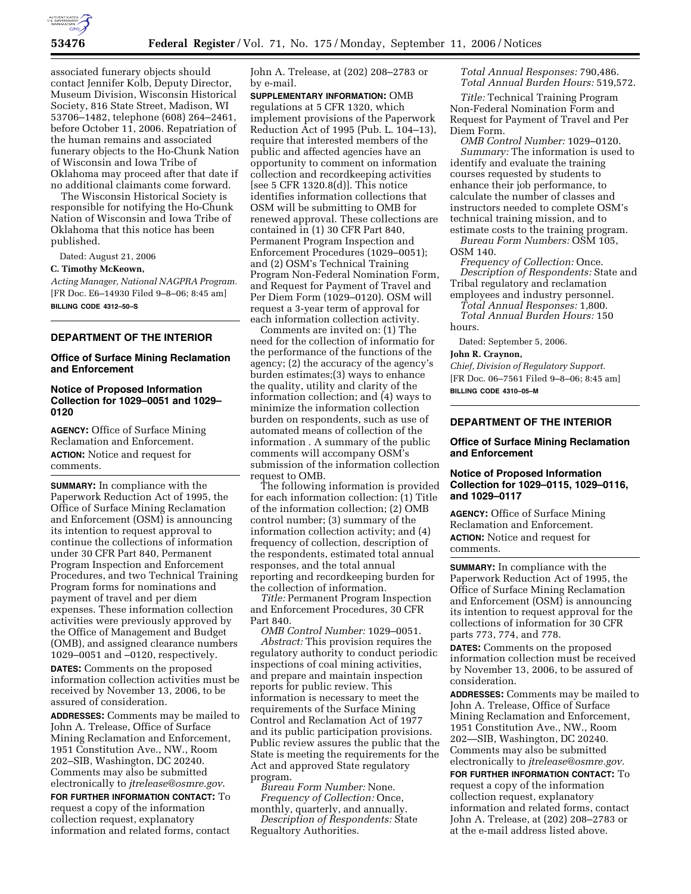associated funerary objects should contact Jennifer Kolb, Deputy Director, Museum Division, Wisconsin Historical Society, 816 State Street, Madison, WI 53706–1482, telephone (608) 264–2461, before October 11, 2006. Repatriation of the human remains and associated funerary objects to the Ho-Chunk Nation of Wisconsin and Iowa Tribe of Oklahoma may proceed after that date if no additional claimants come forward.

The Wisconsin Historical Society is responsible for notifying the Ho-Chunk Nation of Wisconsin and Iowa Tribe of Oklahoma that this notice has been published.

Dated: August 21, 2006

**C. Timothy McKeown,**

*Acting Manager, National NAGPRA Program.*

[FR Doc. E6–14930 Filed 9–8–06; 8:45 am]

**BILLING CODE 4312–50–S**

---

## DEPARTMENT OF THE INTERIOR

### Office of Surface Mining Reclamation and Enforcement

### Notice of Proposed Information Collection for 1029–0051 and 1029–0120

**AGENCY:** Office of Surface Mining Reclamation and Enforcement.

**ACTION:** Notice and request for comments.

---

**SUMMARY:** In compliance with the Paperwork Reduction Act of 1995, the Office of Surface Mining Reclamation and Enforcement (OSM) is announcing its intention to request approval to continue the collections of information under 30 CFR Part 840, Permanent Program Inspection and Enforcement Procedures, and two Technical Training Program forms for nominations and payment of travel and per diem expenses. These information collection activities were previously approved by the Office of Management and Budget (OMB), and assigned clearance numbers 1029–0051 and –0120, respectively.

**DATES:** Comments on the proposed information collection activities must be received by November 13, 2006, to be assured of consideration.

**ADDRESSES:** Comments may be mailed to John A. Trelease, Office of Surface Mining Reclamation and Enforcement, 1951 Constitution Ave., NW., Room 202–SIB, Washington, DC 20240. Comments may also be submitted electronically to *jtrelease@osmre.gov*.

**FOR FURTHER INFORMATION CONTACT:** To request a copy of the information collection request, explanatory information and related forms, contact John A. Trelease, at (202) 208–2783 or by e-mail.

**SUPPLEMENTARY INFORMATION:** OMB regulations at 5 CFR 1320, which implement provisions of the Paperwork Reduction Act of 1995 (Pub. L. 104–13), require that interested members of the public and affected agencies have an opportunity to comment on information collection and recordkeeping activities [see 5 CFR 1320.8(d)]. This notice identifies information collections that OSM will be submitting to OMB for renewed approval. These collections are contained in (1) 30 CFR Part 840, Permanent Program Inspection and Enforcement Procedures (1029–0051); and (2) OSM's Technical Training Program Non-Federal Nomination Form, and Request for Payment of Travel and Per Diem Form (1029–0120). OSM will request a 3-year term of approval for each information collection activity.

Comments are invited on: (1) The need for the collection of informatio for the performance of the functions of the agency; (2) the accuracy of the agency's burden estimates;(3) ways to enhance the quality, utility and clarity of the information collection; and (4) ways to minimize the information collection burden on respondents, such as use of automated means of collection of the information . A summary of the public comments will accompany OSM's submission of the information collection request to OMB.

The following information is provided for each information collection: (1) Title of the information collection; (2) OMB control number; (3) summary of the information collection activity; and (4) frequency of collection, description of the respondents, estimated total annual responses, and the total annual reporting and recordkeeping burden for the collection of information.

*Title:* Permanent Program Inspection and Enforcement Procedures, 30 CFR Part 840.

*OMB Control Number:* 1029–0051.

*Abstract:* This provision requires the regulatory authority to conduct periodic inspections of coal mining activities, and prepare and maintain inspection reports for public review. This information is necessary to meet the requirements of the Surface Mining Control and Reclamation Act of 1977 and its public participation provisions. Public review assures the public that the State is meeting the requirements for the Act and approved State regulatory program.

*Bureau Form Number:* None.

*Frequency of Collection:* Once, monthly, quarterly, and annually.

*Description of Respondents:* State Regualtory Authorities.

*Total Annual Responses:* 790,486.

*Total Annual Burden Hours:* 519,572.

*Title:* Technical Training Program Non-Federal Nomination Form and Request for Payment of Travel and Per Diem Form.

*OMB Control Number:* 1029–0120.

*Summary:* The information is used to identify and evaluate the training courses requested by students to enhance their job performance, to calculate the number of classes and instructors needed to complete OSM's technical training mission, and to estimate costs to the training program.

*Bureau Form Numbers:* OSM 105, OSM 140.

*Frequency of Collection:* Once.

*Description of Respondents:* State and Tribal regulatory and reclamation employees and industry personnel.

*Total Annual Responses:* 1,800.

*Total Annual Burden Hours:* 150 hours.

Dated: September 5, 2006.

**John R. Craynon,**

*Chief, Division of Regulatory Support.*

[FR Doc. 06–7561 Filed 9–8–06; 8:45 am]

**BILLING CODE 4310–05–M**

---

## DEPARTMENT OF THE INTERIOR

### Office of Surface Mining Reclamation and Enforcement

### Notice of Proposed Information Collection for 1029–0115, 1029–0116, and 1029–0117

**AGENCY:** Office of Surface Mining Reclamation and Enforcement.

**ACTION:** Notice and request for comments.

---

**SUMMARY:** In compliance with the Paperwork Reduction Act of 1995, the Office of Surface Mining Reclamation and Enforcement (OSM) is announcing its intention to request approval for the collections of information for 30 CFR parts 773, 774, and 778.

**DATES:** Comments on the proposed information collection must be received by November 13, 2006, to be assured of consideration.

**ADDRESSES:** Comments may be mailed to John A. Trelease, Office of Surface Mining Reclamation and Enforcement, 1951 Constitution Ave., NW., Room 202—SIB, Washington, DC 20240. Comments may also be submitted electronically to *jtrelease@osmre.gov.*

**FOR FURTHER INFORMATION CONTACT:** To request a copy of the information collection request, explanatory information and related forms, contact John A. Trelease, at (202) 208–2783 or at the e-mail address listed above.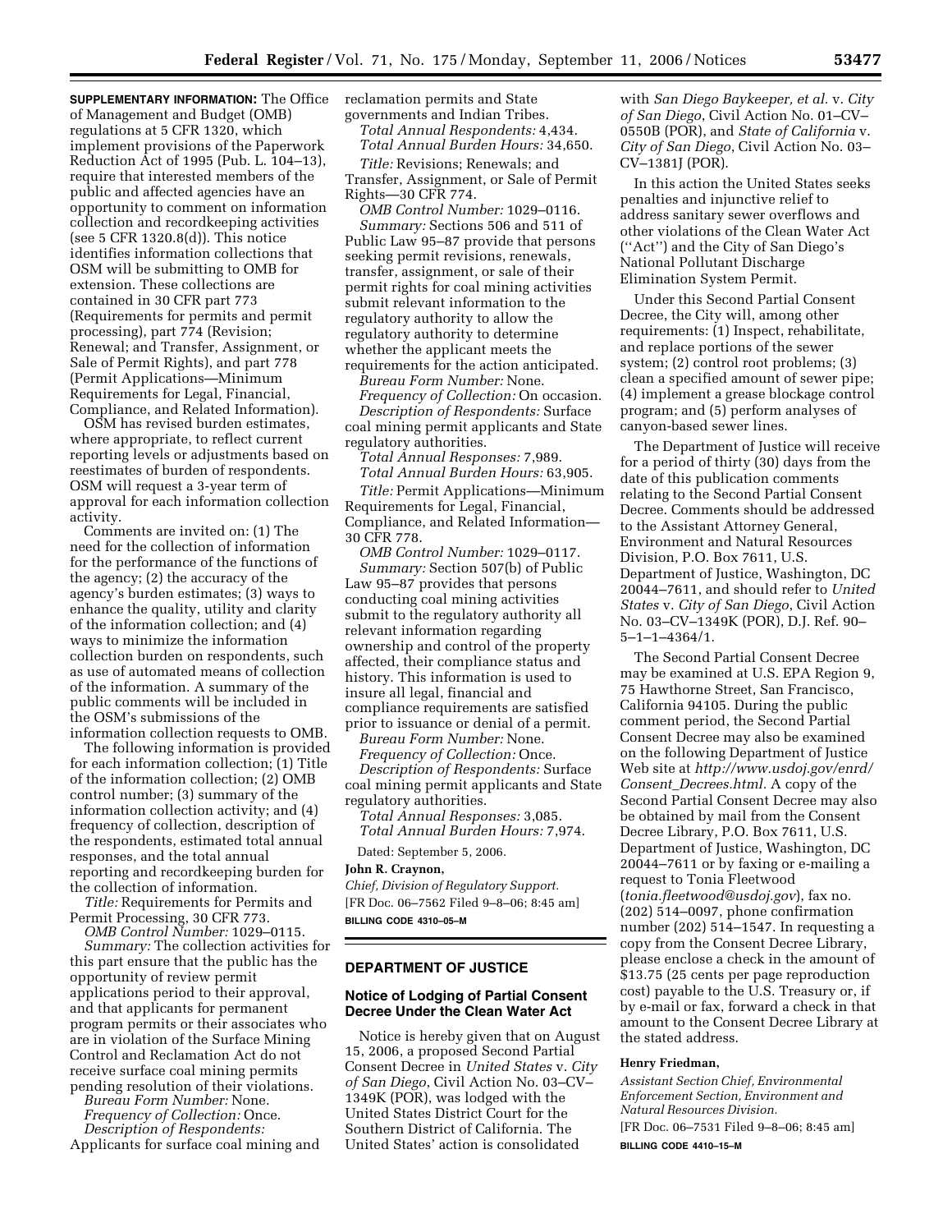**SUPPLEMENTARY INFORMATION:** The Office of Management and Budget (OMB) regulations at 5 CFR 1320, which implement provisions of the Paperwork Reduction Act of 1995 (Pub. L. 104–13), require that interested members of the public and affected agencies have an opportunity to comment on information collection and recordkeeping activities (see 5 CFR 1320.8(d)). This notice identifies information collections that OSM will be submitting to OMB for extension. These collections are contained in 30 CFR part 773 (Requirements for permits and permit processing), part 774 (Revision; Renewal; and Transfer, Assignment, or Sale of Permit Rights), and part 778 (Permit Applications—Minimum Requirements for Legal, Financial, Compliance, and Related Information).

OSM has revised burden estimates, where appropriate, to reflect current reporting levels or adjustments based on reestimates of burden of respondents. OSM will request a 3-year term of approval for each information collection activity.

Comments are invited on: (1) The need for the collection of information for the performance of the functions of the agency; (2) the accuracy of the agency's burden estimates; (3) ways to enhance the quality, utility and clarity of the information collection; and (4) ways to minimize the information collection burden on respondents, such as use of automated means of collection of the information. A summary of the public comments will be included in the OSM's submissions of the information collection requests to OMB.

The following information is provided for each information collection; (1) Title of the information collection; (2) OMB control number; (3) summary of the information collection activity; and (4) frequency of collection, description of the respondents, estimated total annual responses, and the total annual reporting and recordkeeping burden for the collection of information.

*Title:* Requirements for Permits and Permit Processing, 30 CFR 773.

*OMB Control Number:* 1029–0115.

*Summary:* The collection activities for this part ensure that the public has the opportunity of review permit applications period to their approval, and that applicants for permanent program permits or their associates who are in violation of the Surface Mining Control and Reclamation Act do not receive surface coal mining permits pending resolution of their violations.

*Bureau Form Number:* None.

*Frequency of Collection:* Once.

*Description of Respondents:* Applicants for surface coal mining and reclamation permits and State governments and Indian Tribes.

*Total Annual Respondents:* 4,434.

*Total Annual Burden Hours:* 34,650.

*Title:* Revisions; Renewals; and Transfer, Assignment, or Sale of Permit Rights—30 CFR 774.

*OMB Control Number:* 1029–0116.

*Summary:* Sections 506 and 511 of Public Law 95–87 provide that persons seeking permit revisions, renewals, transfer, assignment, or sale of their permit rights for coal mining activities submit relevant information to the regulatory authority to allow the regulatory authority to determine whether the applicant meets the requirements for the action anticipated.

*Bureau Form Number:* None.

*Frequency of Collection:* On occasion.

*Description of Respondents:* Surface coal mining permit applicants and State regulatory authorities.

*Total Annual Responses:* 7,989.

*Total Annual Burden Hours:* 63,905.

*Title:* Permit Applications—Minimum Requirements for Legal, Financial, Compliance, and Related Information—30 CFR 778.

*OMB Control Number:* 1029–0117.

*Summary:* Section 507(b) of Public Law 95–87 provides that persons conducting coal mining activities submit to the regulatory authority all relevant information regarding ownership and control of the property affected, their compliance status and history. This information is used to insure all legal, financial and compliance requirements are satisfied prior to issuance or denial of a permit.

*Bureau Form Number:* None.

*Frequency of Collection:* Once.

*Description of Respondents:* Surface coal mining permit applicants and State regulatory authorities.

*Total Annual Responses:* 3,085.

*Total Annual Burden Hours:* 7,974.

Dated: September 5, 2006.

**John R. Craynon,**

*Chief, Division of Regulatory Support.*

[FR Doc. 06–7562 Filed 9–8–06; 8:45 am]

**BILLING CODE 4310–05–M**

## DEPARTMENT OF JUSTICE

### Notice of Lodging of Partial Consent Decree Under the Clean Water Act

Notice is hereby given that on August 15, 2006, a proposed Second Partial Consent Decree in *United States* v. *City of San Diego*, Civil Action No. 03–CV–1349K (POR), was lodged with the United States District Court for the Southern District of California. The United States' action is consolidated with *San Diego Baykeeper, et al.* v. *City of San Diego*, Civil Action No. 01–CV–0550B (POR), and *State of California* v. *City of San Diego*, Civil Action No. 03–CV–1381J (POR).

In this action the United States seeks penalties and injunctive relief to address sanitary sewer overflows and other violations of the Clean Water Act (''Act'') and the City of San Diego's National Pollutant Discharge Elimination System Permit.

Under this Second Partial Consent Decree, the City will, among other requirements: (1) Inspect, rehabilitate, and replace portions of the sewer system; (2) control root problems; (3) clean a specified amount of sewer pipe; (4) implement a grease blockage control program; and (5) perform analyses of canyon-based sewer lines.

The Department of Justice will receive for a period of thirty (30) days from the date of this publication comments relating to the Second Partial Consent Decree. Comments should be addressed to the Assistant Attorney General, Environment and Natural Resources Division, P.O. Box 7611, U.S. Department of Justice, Washington, DC 20044–7611, and should refer to *United States* v. *City of San Diego*, Civil Action No. 03–CV–1349K (POR), D.J. Ref. 90–5–1–1–4364/1.

The Second Partial Consent Decree may be examined at U.S. EPA Region 9, 75 Hawthorne Street, San Francisco, California 94105. During the public comment period, the Second Partial Consent Decree may also be examined on the following Department of Justice Web site at *http://www.usdoj.gov/enrd/Consent_Decrees.html.* A copy of the Second Partial Consent Decree may also be obtained by mail from the Consent Decree Library, P.O. Box 7611, U.S. Department of Justice, Washington, DC 20044–7611 or by faxing or e-mailing a request to Tonia Fleetwood (*tonia.fleetwood@usdoj.gov*), fax no. (202) 514–0097, phone confirmation number (202) 514–1547. In requesting a copy from the Consent Decree Library, please enclose a check in the amount of $13.75 (25 cents per page reproduction cost) payable to the U.S. Treasury or, if by e-mail or fax, forward a check in that amount to the Consent Decree Library at the stated address.

**Henry Friedman,**

*Assistant Section Chief, Environmental Enforcement Section, Environment and Natural Resources Division.*

[FR Doc. 06–7531 Filed 9–8–06; 8:45 am]

**BILLING CODE 4410–15–M**